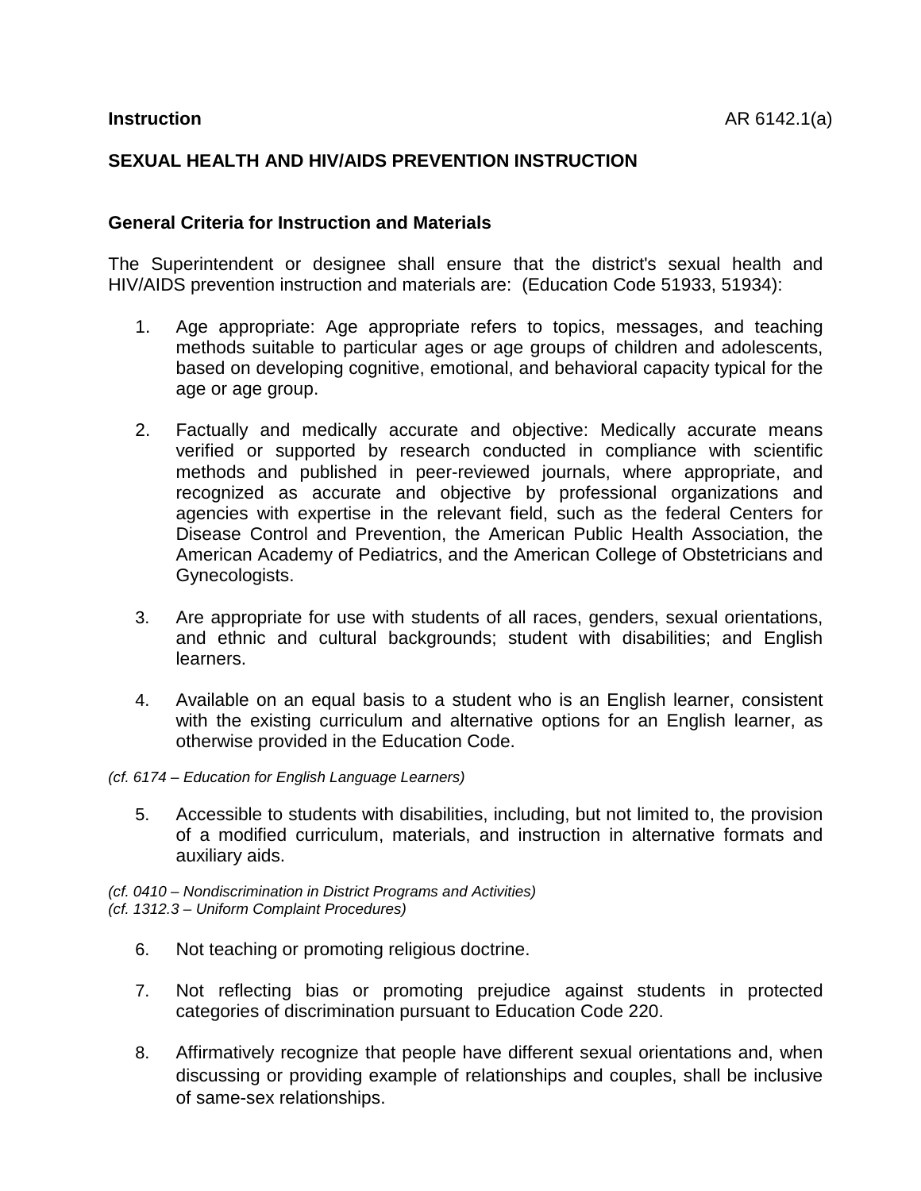**Instruction** AR 6142.1(a)

# SEXUAL HEALTH AND HIV/AIDS PREVENTION INSTRUCTION

## General Criteria for Instruction and Materials

The Superintendent or designee shall ensure that the district's sexual health and HIV/AIDS prevention instruction and materials are: (Education Code 51933, 51934):

1. Age appropriate: Age appropriate refers to topics, messages, and teaching methods suitable to particular ages or age groups of children and adolescents, based on developing cognitive, emotional, and behavioral capacity typical for the age or age group.

2. Factually and medically accurate and objective: Medically accurate means verified or supported by research conducted in compliance with scientific methods and published in peer-reviewed journals, where appropriate, and recognized as accurate and objective by professional organizations and agencies with expertise in the relevant field, such as the federal Centers for Disease Control and Prevention, the American Public Health Association, the American Academy of Pediatrics, and the American College of Obstetricians and Gynecologists.

3. Are appropriate for use with students of all races, genders, sexual orientations, and ethnic and cultural backgrounds; student with disabilities; and English learners.

4. Available on an equal basis to a student who is an English learner, consistent with the existing curriculum and alternative options for an English learner, as otherwise provided in the Education Code.

*(cf. 6174 – Education for English Language Learners)*

5. Accessible to students with disabilities, including, but not limited to, the provision of a modified curriculum, materials, and instruction in alternative formats and auxiliary aids.

*(cf. 0410 – Nondiscrimination in District Programs and Activities)*
*(cf. 1312.3 – Uniform Complaint Procedures)*

6. Not teaching or promoting religious doctrine.

7. Not reflecting bias or promoting prejudice against students in protected categories of discrimination pursuant to Education Code 220.

8. Affirmatively recognize that people have different sexual orientations and, when discussing or providing example of relationships and couples, shall be inclusive of same-sex relationships.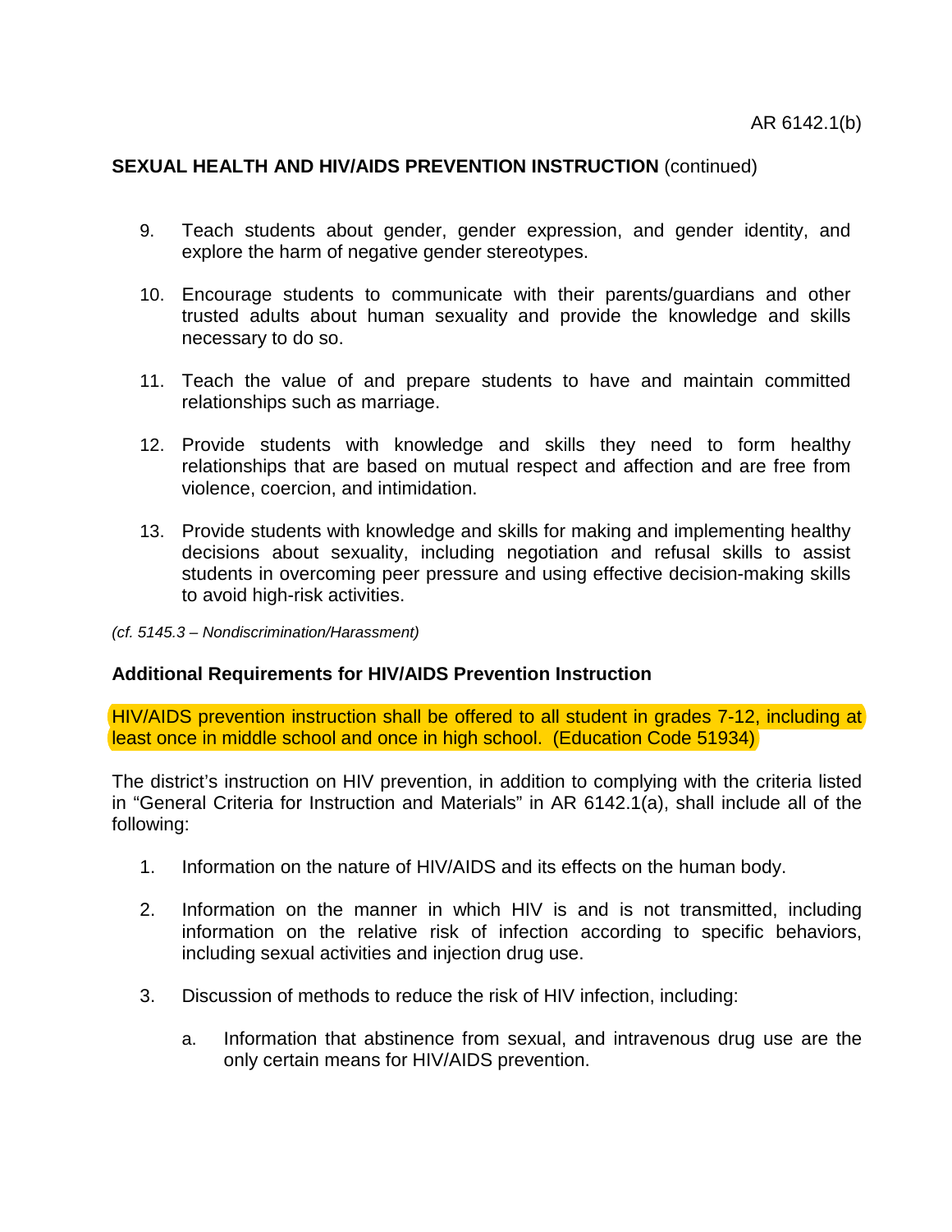## SEXUAL HEALTH AND HIV/AIDS PREVENTION INSTRUCTION (continued)

9. Teach students about gender, gender expression, and gender identity, and explore the harm of negative gender stereotypes.

10. Encourage students to communicate with their parents/guardians and other trusted adults about human sexuality and provide the knowledge and skills necessary to do so.

11. Teach the value of and prepare students to have and maintain committed relationships such as marriage.

12. Provide students with knowledge and skills they need to form healthy relationships that are based on mutual respect and affection and are free from violence, coercion, and intimidation.

13. Provide students with knowledge and skills for making and implementing healthy decisions about sexuality, including negotiation and refusal skills to assist students in overcoming peer pressure and using effective decision-making skills to avoid high-risk activities.

*(cf. 5145.3 – Nondiscrimination/Harassment)*

### Additional Requirements for HIV/AIDS Prevention Instruction

HIV/AIDS prevention instruction shall be offered to all student in grades 7-12, including at least once in middle school and once in high school. (Education Code 51934)

The district's instruction on HIV prevention, in addition to complying with the criteria listed in "General Criteria for Instruction and Materials" in AR 6142.1(a), shall include all of the following:

1. Information on the nature of HIV/AIDS and its effects on the human body.

2. Information on the manner in which HIV is and is not transmitted, including information on the relative risk of infection according to specific behaviors, including sexual activities and injection drug use.

3. Discussion of methods to reduce the risk of HIV infection, including:

    a. Information that abstinence from sexual, and intravenous drug use are the only certain means for HIV/AIDS prevention.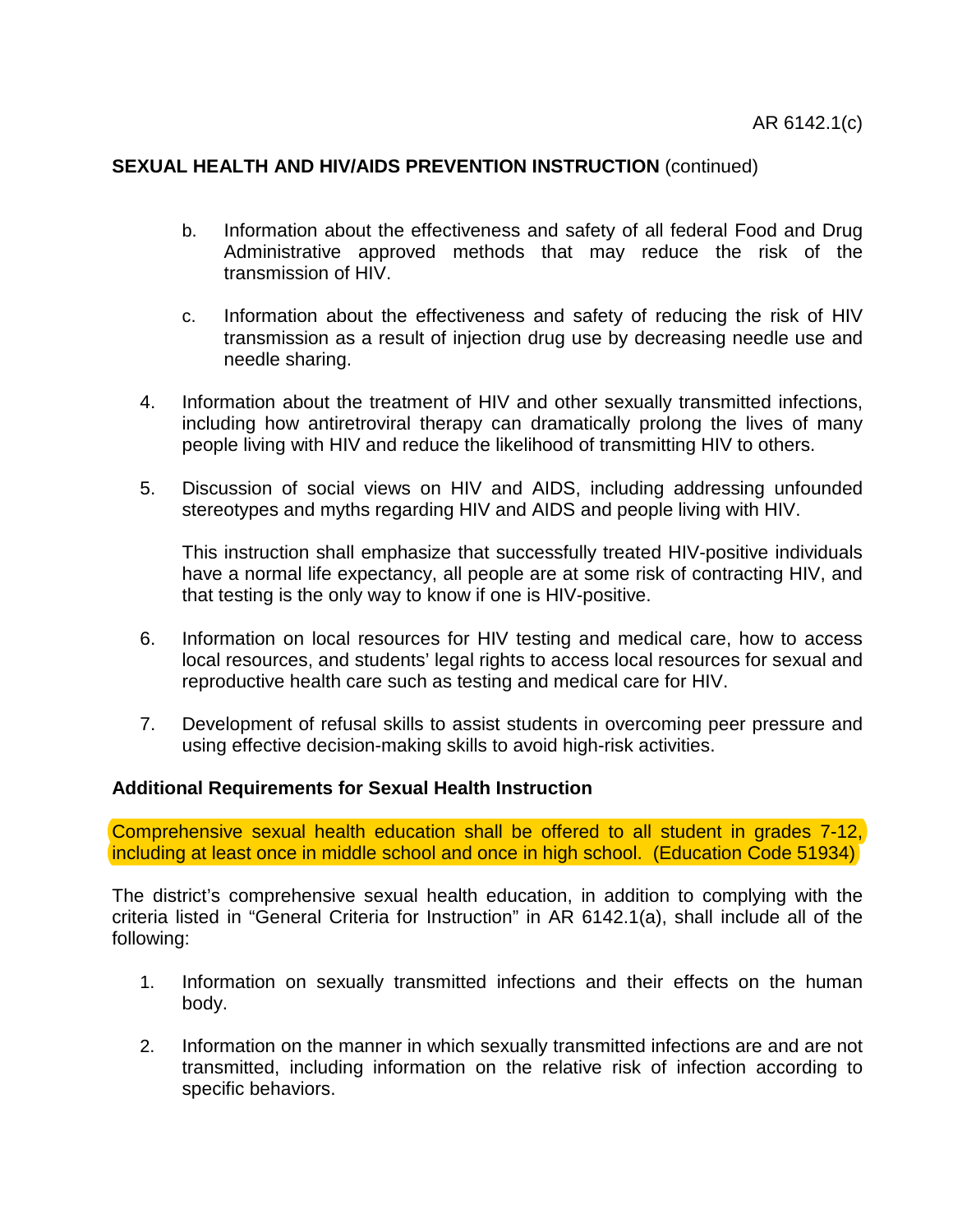**SEXUAL HEALTH AND HIV/AIDS PREVENTION INSTRUCTION** (continued)

   b. Information about the effectiveness and safety of all federal Food and Drug Administrative approved methods that may reduce the risk of the transmission of HIV.

   c. Information about the effectiveness and safety of reducing the risk of HIV transmission as a result of injection drug use by decreasing needle use and needle sharing.

4. Information about the treatment of HIV and other sexually transmitted infections, including how antiretroviral therapy can dramatically prolong the lives of many people living with HIV and reduce the likelihood of transmitting HIV to others.

5. Discussion of social views on HIV and AIDS, including addressing unfounded stereotypes and myths regarding HIV and AIDS and people living with HIV.

   This instruction shall emphasize that successfully treated HIV-positive individuals have a normal life expectancy, all people are at some risk of contracting HIV, and that testing is the only way to know if one is HIV-positive.

6. Information on local resources for HIV testing and medical care, how to access local resources, and students' legal rights to access local resources for sexual and reproductive health care such as testing and medical care for HIV.

7. Development of refusal skills to assist students in overcoming peer pressure and using effective decision-making skills to avoid high-risk activities.

**Additional Requirements for Sexual Health Instruction**

Comprehensive sexual health education shall be offered to all student in grades 7-12, including at least once in middle school and once in high school. (Education Code 51934)

The district's comprehensive sexual health education, in addition to complying with the criteria listed in "General Criteria for Instruction" in AR 6142.1(a), shall include all of the following:

1. Information on sexually transmitted infections and their effects on the human body.

2. Information on the manner in which sexually transmitted infections are and are not transmitted, including information on the relative risk of infection according to specific behaviors.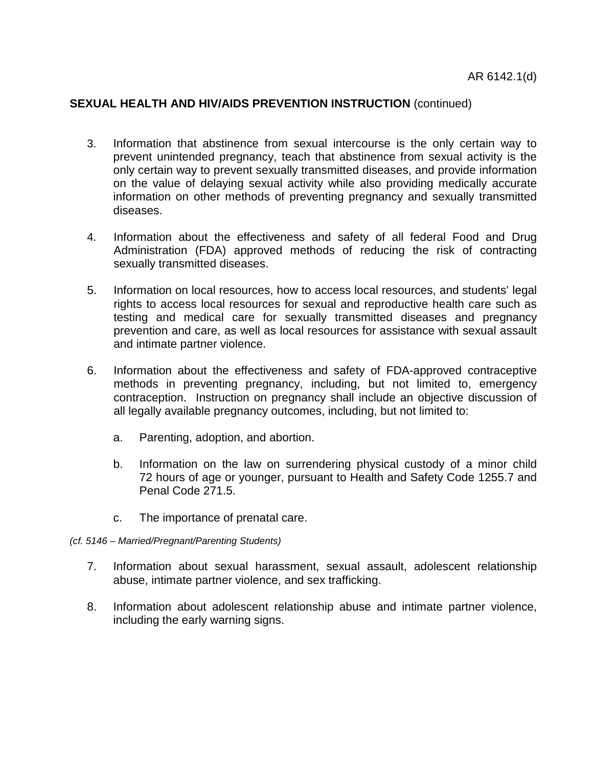**SEXUAL HEALTH AND HIV/AIDS PREVENTION INSTRUCTION** (continued)

3. Information that abstinence from sexual intercourse is the only certain way to prevent unintended pregnancy, teach that abstinence from sexual activity is the only certain way to prevent sexually transmitted diseases, and provide information on the value of delaying sexual activity while also providing medically accurate information on other methods of preventing pregnancy and sexually transmitted diseases.

4. Information about the effectiveness and safety of all federal Food and Drug Administration (FDA) approved methods of reducing the risk of contracting sexually transmitted diseases.

5. Information on local resources, how to access local resources, and students' legal rights to access local resources for sexual and reproductive health care such as testing and medical care for sexually transmitted diseases and pregnancy prevention and care, as well as local resources for assistance with sexual assault and intimate partner violence.

6. Information about the effectiveness and safety of FDA-approved contraceptive methods in preventing pregnancy, including, but not limited to, emergency contraception. Instruction on pregnancy shall include an objective discussion of all legally available pregnancy outcomes, including, but not limited to:

    a. Parenting, adoption, and abortion.

    b. Information on the law on surrendering physical custody of a minor child 72 hours of age or younger, pursuant to Health and Safety Code 1255.7 and Penal Code 271.5.

    c. The importance of prenatal care.

*(cf. 5146 – Married/Pregnant/Parenting Students)*

7. Information about sexual harassment, sexual assault, adolescent relationship abuse, intimate partner violence, and sex trafficking.

8. Information about adolescent relationship abuse and intimate partner violence, including the early warning signs.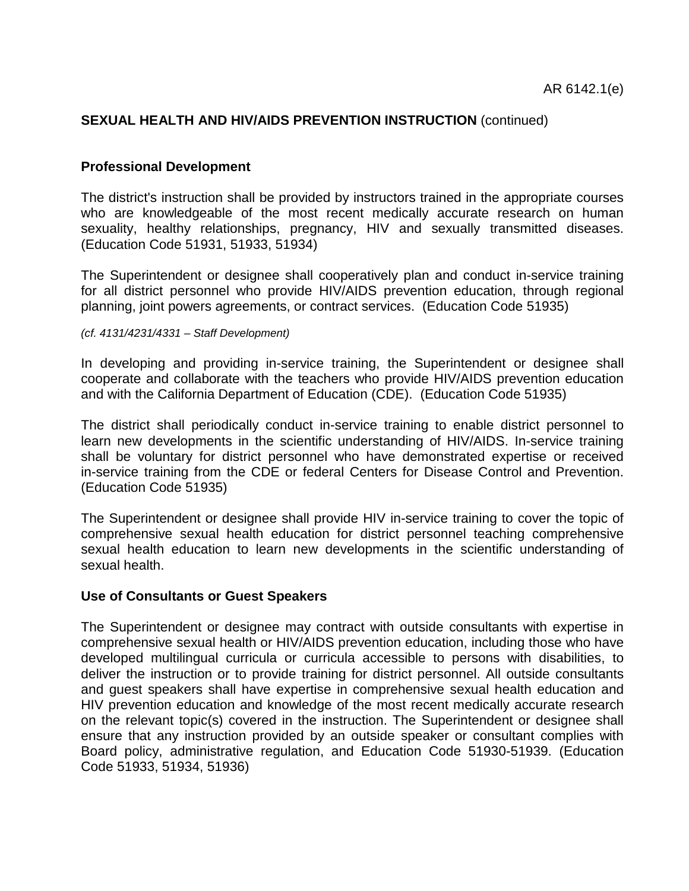## SEXUAL HEALTH AND HIV/AIDS PREVENTION INSTRUCTION (continued)

### Professional Development

The district's instruction shall be provided by instructors trained in the appropriate courses who are knowledgeable of the most recent medically accurate research on human sexuality, healthy relationships, pregnancy, HIV and sexually transmitted diseases. (Education Code 51931, 51933, 51934)

The Superintendent or designee shall cooperatively plan and conduct in-service training for all district personnel who provide HIV/AIDS prevention education, through regional planning, joint powers agreements, or contract services. (Education Code 51935)

*(cf. 4131/4231/4331 – Staff Development)*

In developing and providing in-service training, the Superintendent or designee shall cooperate and collaborate with the teachers who provide HIV/AIDS prevention education and with the California Department of Education (CDE). (Education Code 51935)

The district shall periodically conduct in-service training to enable district personnel to learn new developments in the scientific understanding of HIV/AIDS. In-service training shall be voluntary for district personnel who have demonstrated expertise or received in-service training from the CDE or federal Centers for Disease Control and Prevention. (Education Code 51935)

The Superintendent or designee shall provide HIV in-service training to cover the topic of comprehensive sexual health education for district personnel teaching comprehensive sexual health education to learn new developments in the scientific understanding of sexual health.

### Use of Consultants or Guest Speakers

The Superintendent or designee may contract with outside consultants with expertise in comprehensive sexual health or HIV/AIDS prevention education, including those who have developed multilingual curricula or curricula accessible to persons with disabilities, to deliver the instruction or to provide training for district personnel. All outside consultants and guest speakers shall have expertise in comprehensive sexual health education and HIV prevention education and knowledge of the most recent medically accurate research on the relevant topic(s) covered in the instruction. The Superintendent or designee shall ensure that any instruction provided by an outside speaker or consultant complies with Board policy, administrative regulation, and Education Code 51930-51939. (Education Code 51933, 51934, 51936)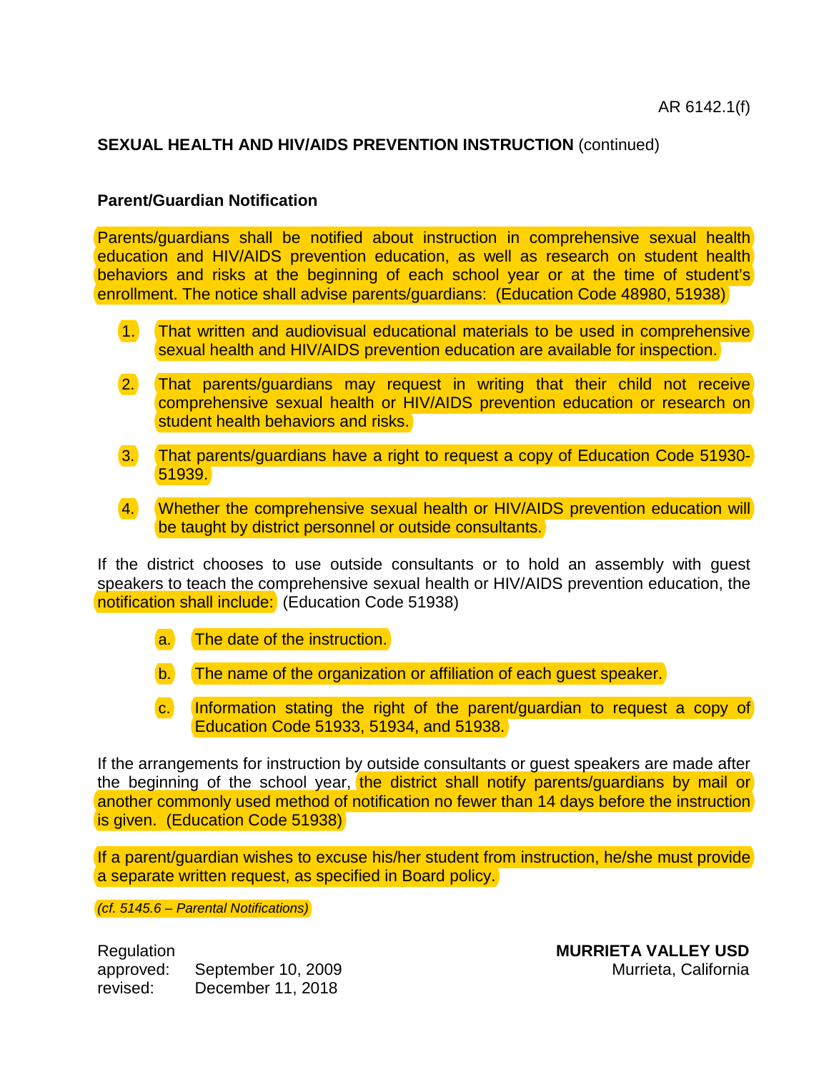**SEXUAL HEALTH AND HIV/AIDS PREVENTION INSTRUCTION** (continued)

**Parent/Guardian Notification**

Parents/guardians shall be notified about instruction in comprehensive sexual health education and HIV/AIDS prevention education, as well as research on student health behaviors and risks at the beginning of each school year or at the time of student's enrollment. The notice shall advise parents/guardians: (Education Code 48980, 51938)

1. That written and audiovisual educational materials to be used in comprehensive sexual health and HIV/AIDS prevention education are available for inspection.
2. That parents/guardians may request in writing that their child not receive comprehensive sexual health or HIV/AIDS prevention education or research on student health behaviors and risks.
3. That parents/guardians have a right to request a copy of Education Code 51930-51939.
4. Whether the comprehensive sexual health or HIV/AIDS prevention education will be taught by district personnel or outside consultants.

If the district chooses to use outside consultants or to hold an assembly with guest speakers to teach the comprehensive sexual health or HIV/AIDS prevention education, the notification shall include: (Education Code 51938)

a. The date of the instruction.
b. The name of the organization or affiliation of each guest speaker.
c. Information stating the right of the parent/guardian to request a copy of Education Code 51933, 51934, and 51938.

If the arrangements for instruction by outside consultants or guest speakers are made after the beginning of the school year, the district shall notify parents/guardians by mail or another commonly used method of notification no fewer than 14 days before the instruction is given. (Education Code 51938)

If a parent/guardian wishes to excuse his/her student from instruction, he/she must provide a separate written request, as specified in Board policy.

*(cf. 5145.6 – Parental Notifications)*

Regulation
approved: September 10, 2009
revised: December 11, 2018

**MURRIETA VALLEY USD**
Murrieta, California